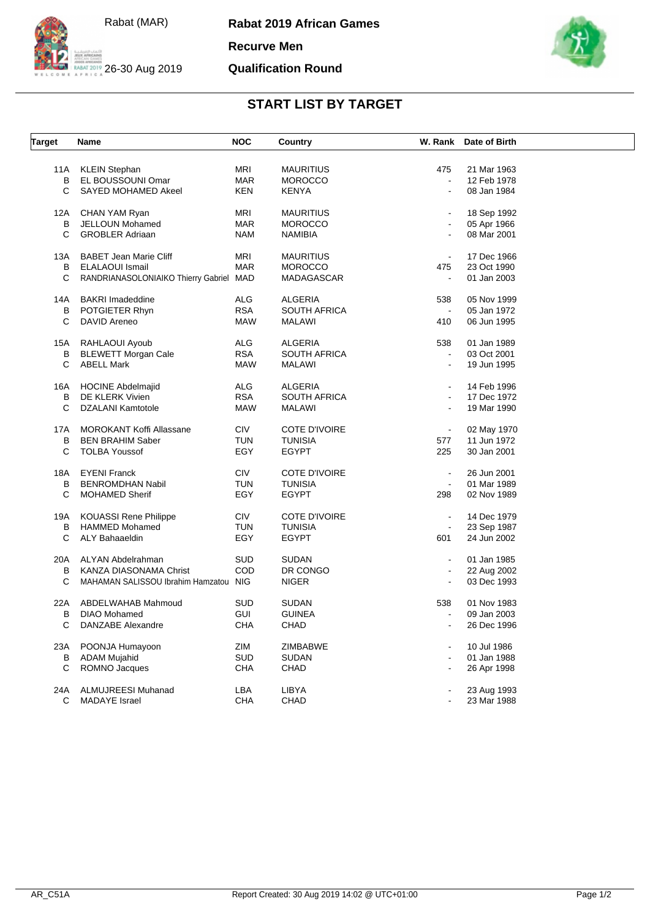Rabat (MAR)

26-30 Aug 2019

**Rabat 2019 African Games**

**Recurve Men**

**Qualification Round**

## START LIST BY TARGET

| Target | Name | NOC | Country | W. Rank | Date of Birth |
|---|---|---|---|---|---|
| 11A | KLEIN Stephan | MRI | MAURITIUS | 475 | 21 Mar 1963 |
| B | EL BOUSSOUNI Omar | MAR | MOROCCO | - | 12 Feb 1978 |
| C | SAYED MOHAMED Akeel | KEN | KENYA | - | 08 Jan 1984 |
| 12A | CHAN YAM Ryan | MRI | MAURITIUS | - | 18 Sep 1992 |
| B | JELLOUN Mohamed | MAR | MOROCCO | - | 05 Apr 1966 |
| C | GROBLER Adriaan | NAM | NAMIBIA | - | 08 Mar 2001 |
| 13A | BABET Jean Marie Cliff | MRI | MAURITIUS | - | 17 Dec 1966 |
| B | ELALAOUI Ismail | MAR | MOROCCO | 475 | 23 Oct 1990 |
| C | RANDRIANASOLONIAIKO Thierry Gabriel | MAD | MADAGASCAR | - | 01 Jan 2003 |
| 14A | BAKRI Imadeddine | ALG | ALGERIA | 538 | 05 Nov 1999 |
| B | POTGIETER Rhyn | RSA | SOUTH AFRICA | - | 05 Jan 1972 |
| C | DAVID Areneo | MAW | MALAWI | 410 | 06 Jun 1995 |
| 15A | RAHLAOUI Ayoub | ALG | ALGERIA | 538 | 01 Jan 1989 |
| B | BLEWETT Morgan Cale | RSA | SOUTH AFRICA | - | 03 Oct 2001 |
| C | ABELL Mark | MAW | MALAWI | - | 19 Jun 1995 |
| 16A | HOCINE Abdelmajid | ALG | ALGERIA | - | 14 Feb 1996 |
| B | DE KLERK Vivien | RSA | SOUTH AFRICA | - | 17 Dec 1972 |
| C | DZALANI Kamtotole | MAW | MALAWI | - | 19 Mar 1990 |
| 17A | MOROKANT Koffi Allassane | CIV | COTE D'IVOIRE | - | 02 May 1970 |
| B | BEN BRAHIM Saber | TUN | TUNISIA | 577 | 11 Jun 1972 |
| C | TOLBA Youssof | EGY | EGYPT | 225 | 30 Jan 2001 |
| 18A | EYENI Franck | CIV | COTE D'IVOIRE | - | 26 Jun 2001 |
| B | BENROMDHAN Nabil | TUN | TUNISIA | - | 01 Mar 1989 |
| C | MOHAMED Sherif | EGY | EGYPT | 298 | 02 Nov 1989 |
| 19A | KOUASSI Rene Philippe | CIV | COTE D'IVOIRE | - | 14 Dec 1979 |
| B | HAMMED Mohamed | TUN | TUNISIA | - | 23 Sep 1987 |
| C | ALY Bahaaeldin | EGY | EGYPT | 601 | 24 Jun 2002 |
| 20A | ALYAN Abdelrahman | SUD | SUDAN | - | 01 Jan 1985 |
| B | KANZA DIASONAMA Christ | COD | DR CONGO | - | 22 Aug 2002 |
| C | MAHAMAN SALISSOU Ibrahim Hamzatou | NIG | NIGER | - | 03 Dec 1993 |
| 22A | ABDELWAHAB Mahmoud | SUD | SUDAN | 538 | 01 Nov 1983 |
| B | DIAO Mohamed | GUI | GUINEA | - | 09 Jan 2003 |
| C | DANZABE Alexandre | CHA | CHAD | - | 26 Dec 1996 |
| 23A | POONJA Humayoon | ZIM | ZIMBABWE | - | 10 Jul 1986 |
| B | ADAM Mujahid | SUD | SUDAN | - | 01 Jan 1988 |
| C | ROMNO Jacques | CHA | CHAD | - | 26 Apr 1998 |
| 24A | ALMUJREESI Muhanad | LBA | LIBYA | - | 23 Aug 1993 |
| C | MADAYE Israel | CHA | CHAD | - | 23 Mar 1988 |

AR_C51A Report Created: 30 Aug 2019 14:02 @ UTC+01:00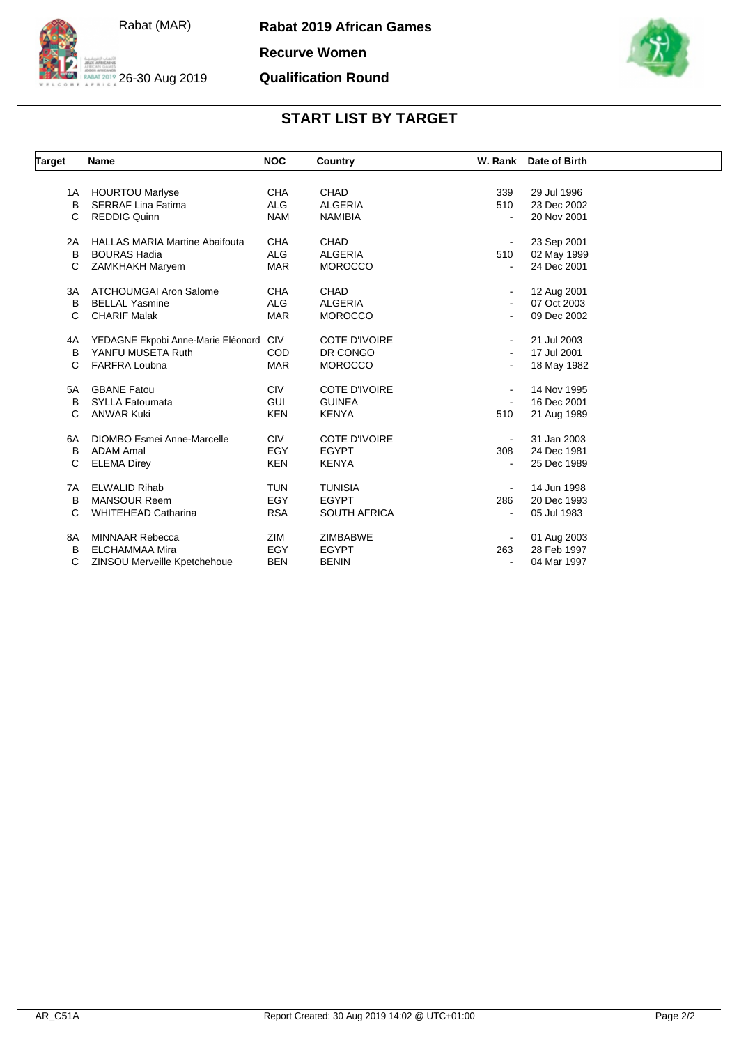Rabat (MAR)

26-30 Aug 2019

**Rabat 2019 African Games**

**Recurve Women**

**Qualification Round**

## START LIST BY TARGET

| Target | Name | NOC | Country | W. Rank | Date of Birth |
|---|---|---|---|---|---|
| 1A | HOURTOU Marlyse | CHA | CHAD | 339 | 29 Jul 1996 |
| B | SERRAF Lina Fatima | ALG | ALGERIA | 510 | 23 Dec 2002 |
| C | REDDIG Quinn | NAM | NAMIBIA | - | 20 Nov 2001 |
| 2A | HALLAS MARIA Martine Abaifouta | CHA | CHAD | - | 23 Sep 2001 |
| B | BOURAS Hadia | ALG | ALGERIA | 510 | 02 May 1999 |
| C | ZAMKHAKH Maryem | MAR | MOROCCO | - | 24 Dec 2001 |
| 3A | ATCHOUMGAI Aron Salome | CHA | CHAD | - | 12 Aug 2001 |
| B | BELLAL Yasmine | ALG | ALGERIA | - | 07 Oct 2003 |
| C | CHARIF Malak | MAR | MOROCCO | - | 09 Dec 2002 |
| 4A | YEDAGNE Ekpobi Anne-Marie Eléonord | CIV | COTE D'IVOIRE | - | 21 Jul 2003 |
| B | YANFU MUSETA Ruth | COD | DR CONGO | - | 17 Jul 2001 |
| C | FARFRA Loubna | MAR | MOROCCO | - | 18 May 1982 |
| 5A | GBANE Fatou | CIV | COTE D'IVOIRE | - | 14 Nov 1995 |
| B | SYLLA Fatoumata | GUI | GUINEA | - | 16 Dec 2001 |
| C | ANWAR Kuki | KEN | KENYA | 510 | 21 Aug 1989 |
| 6A | DIOMBO Esmei Anne-Marcelle | CIV | COTE D'IVOIRE | - | 31 Jan 2003 |
| B | ADAM Amal | EGY | EGYPT | 308 | 24 Dec 1981 |
| C | ELEMA Direy | KEN | KENYA | - | 25 Dec 1989 |
| 7A | ELWALID Rihab | TUN | TUNISIA | - | 14 Jun 1998 |
| B | MANSOUR Reem | EGY | EGYPT | 286 | 20 Dec 1993 |
| C | WHITEHEAD Catharina | RSA | SOUTH AFRICA | - | 05 Jul 1983 |
| 8A | MINNAAR Rebecca | ZIM | ZIMBABWE | - | 01 Aug 2003 |
| B | ELCHAMMAA Mira | EGY | EGYPT | 263 | 28 Feb 1997 |
| C | ZINSOU Merveille Kpetchehoue | BEN | BENIN | - | 04 Mar 1997 |

AR_C51A Report Created: 30 Aug 2019 14:02 @ UTC+01:00